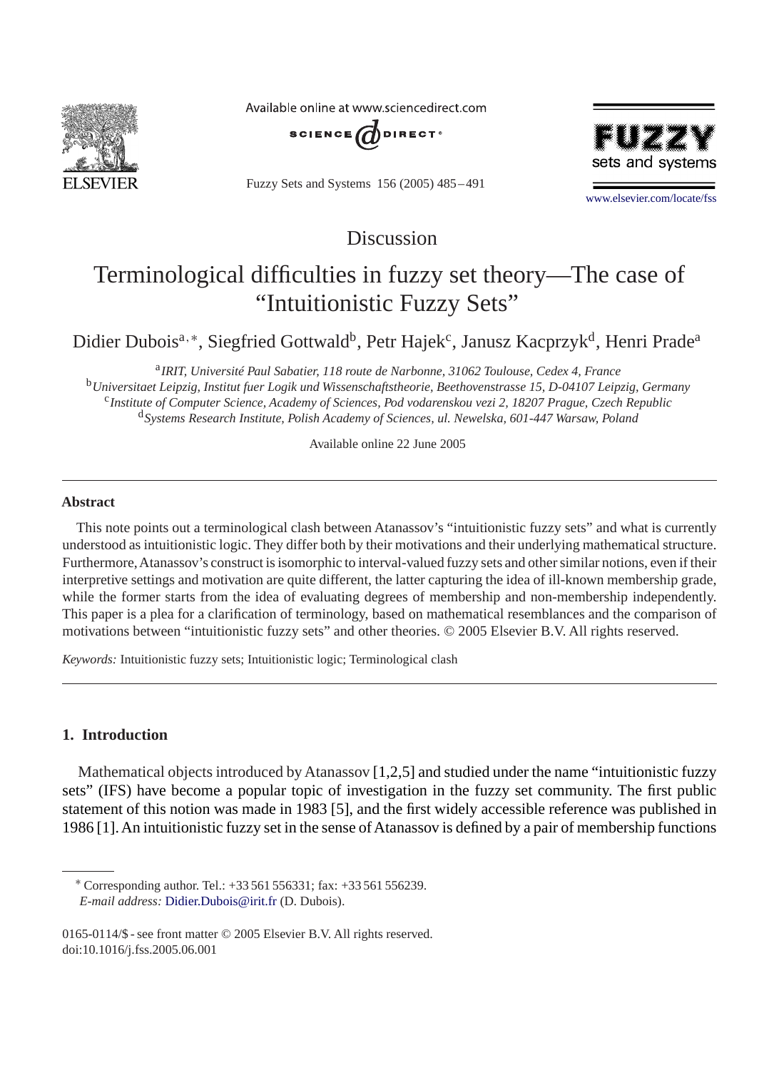Discussion

# Terminological difficulties in fuzzy set theory—The case of "Intuitionistic Fuzzy Sets"

Didier Dubois[a,*], Siegfried Gottwald[b], Petr Hajek[c], Janusz Kacprzyk[d], Henri Prade[a]

[a] *IRIT, Université Paul Sabatier, 118 route de Narbonne, 31062 Toulouse, Cedex 4, France*
[b] *Universitaet Leipzig, Institut fuer Logik und Wissenschaftstheorie, Beethovenstrasse 15, D-04107 Leipzig, Germany*
[c] *Institute of Computer Science, Academy of Sciences, Pod vodarenskou vezi 2, 18207 Prague, Czech Republic*
[d] *Systems Research Institute, Polish Academy of Sciences, ul. Newelska, 601-447 Warsaw, Poland*

Available online 22 June 2005

### Abstract

This note points out a terminological clash between Atanassov's "intuitionistic fuzzy sets" and what is currently understood as intuitionistic logic. They differ both by their motivations and their underlying mathematical structure. Furthermore, Atanassov's construct is isomorphic to interval-valued fuzzy sets and other similar notions, even if their interpretive settings and motivation are quite different, the latter capturing the idea of ill-known membership grade, while the former starts from the idea of evaluating degrees of membership and non-membership independently. This paper is a plea for a clarification of terminology, based on mathematical resemblances and the comparison of motivations between "intuitionistic fuzzy sets" and other theories. © 2005 Elsevier B.V. All rights reserved.

*Keywords:* Intuitionistic fuzzy sets; Intuitionistic logic; Terminological clash

## 1. Introduction

Mathematical objects introduced by Atanassov [1,2,5] and studied under the name "intuitionistic fuzzy sets" (IFS) have become a popular topic of investigation in the fuzzy set community. The first public statement of this notion was made in 1983 [5], and the first widely accessible reference was published in 1986 [1]. An intuitionistic fuzzy set in the sense of Atanassov is defined by a pair of membership functions

* Corresponding author. Tel.: +33 561 556331; fax: +33 561 556239.
*E-mail address:* Didier.Dubois@irit.fr (D. Dubois).

0165-0114/$ - see front matter © 2005 Elsevier B.V. All rights reserved.
doi:10.1016/j.fss.2005.06.001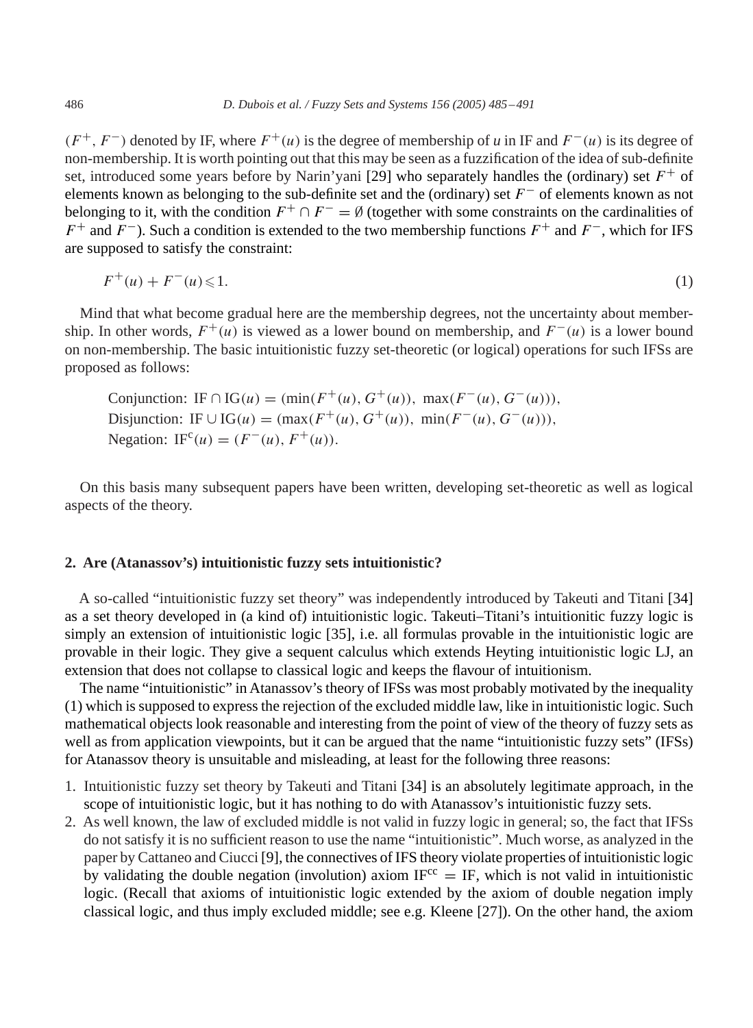$(F^+, F^-)$ denoted by IF, where $F^+(u)$ is the degree of membership of $u$ in IF and $F^-(u)$ is its degree of non-membership. It is worth pointing out that this may be seen as a fuzzification of the idea of sub-definite set, introduced some years before by Narin'yani [29] who separately handles the (ordinary) set $F^+$ of elements known as belonging to the sub-definite set and the (ordinary) set $F^-$ of elements known as not belonging to it, with the condition $F^+ \cap F^- = \emptyset$ (together with some constraints on the cardinalities of $F^+$ and $F^-$). Such a condition is extended to the two membership functions $F^+$ and $F^-$, which for IFS are supposed to satisfy the constraint:

$$F^+(u) + F^-(u) \leqslant 1. \tag{1}$$

Mind that what become gradual here are the membership degrees, not the uncertainty about membership. In other words, $F^+(u)$ is viewed as a lower bound on membership, and $F^-(u)$ is a lower bound on non-membership. The basic intuitionistic fuzzy set-theoretic (or logical) operations for such IFSs are proposed as follows:

Conjunction: $\mathrm{IF} \cap \mathrm{IG}(u) = (\min(F^+(u), G^+(u)),\ \max(F^-(u), G^-(u)))$,
Disjunction: $\mathrm{IF} \cup \mathrm{IG}(u) = (\max(F^+(u), G^+(u)),\ \min(F^-(u), G^-(u)))$,
Negation: $\mathrm{IF}^c(u) = (F^-(u), F^+(u))$.

On this basis many subsequent papers have been written, developing set-theoretic as well as logical aspects of the theory.

## 2. Are (Atanassov's) intuitionistic fuzzy sets intuitionistic?

A so-called "intuitionistic fuzzy set theory" was independently introduced by Takeuti and Titani [34] as a set theory developed in (a kind of) intuitionistic logic. Takeuti–Titani's intuitionitic fuzzy logic is simply an extension of intuitionistic logic [35], i.e. all formulas provable in the intuitionistic logic are provable in their logic. They give a sequent calculus which extends Heyting intuitionistic logic LJ, an extension that does not collapse to classical logic and keeps the flavour of intuitionism.

The name "intuitionistic" in Atanassov's theory of IFSs was most probably motivated by the inequality (1) which is supposed to express the rejection of the excluded middle law, like in intuitionistic logic. Such mathematical objects look reasonable and interesting from the point of view of the theory of fuzzy sets as well as from application viewpoints, but it can be argued that the name "intuitionistic fuzzy sets" (IFSs) for Atanassov theory is unsuitable and misleading, at least for the following three reasons:

1. Intuitionistic fuzzy set theory by Takeuti and Titani [34] is an absolutely legitimate approach, in the scope of intuitionistic logic, but it has nothing to do with Atanassov's intuitionistic fuzzy sets.
2. As well known, the law of excluded middle is not valid in fuzzy logic in general; so, the fact that IFSs do not satisfy it is no sufficient reason to use the name "intuitionistic". Much worse, as analyzed in the paper by Cattaneo and Ciucci [9], the connectives of IFS theory violate properties of intuitionistic logic by validating the double negation (involution) axiom $\mathrm{IF}^{cc} = \mathrm{IF}$, which is not valid in intuitionistic logic. (Recall that axioms of intuitionistic logic extended by the axiom of double negation imply classical logic, and thus imply excluded middle; see e.g. Kleene [27]). On the other hand, the axiom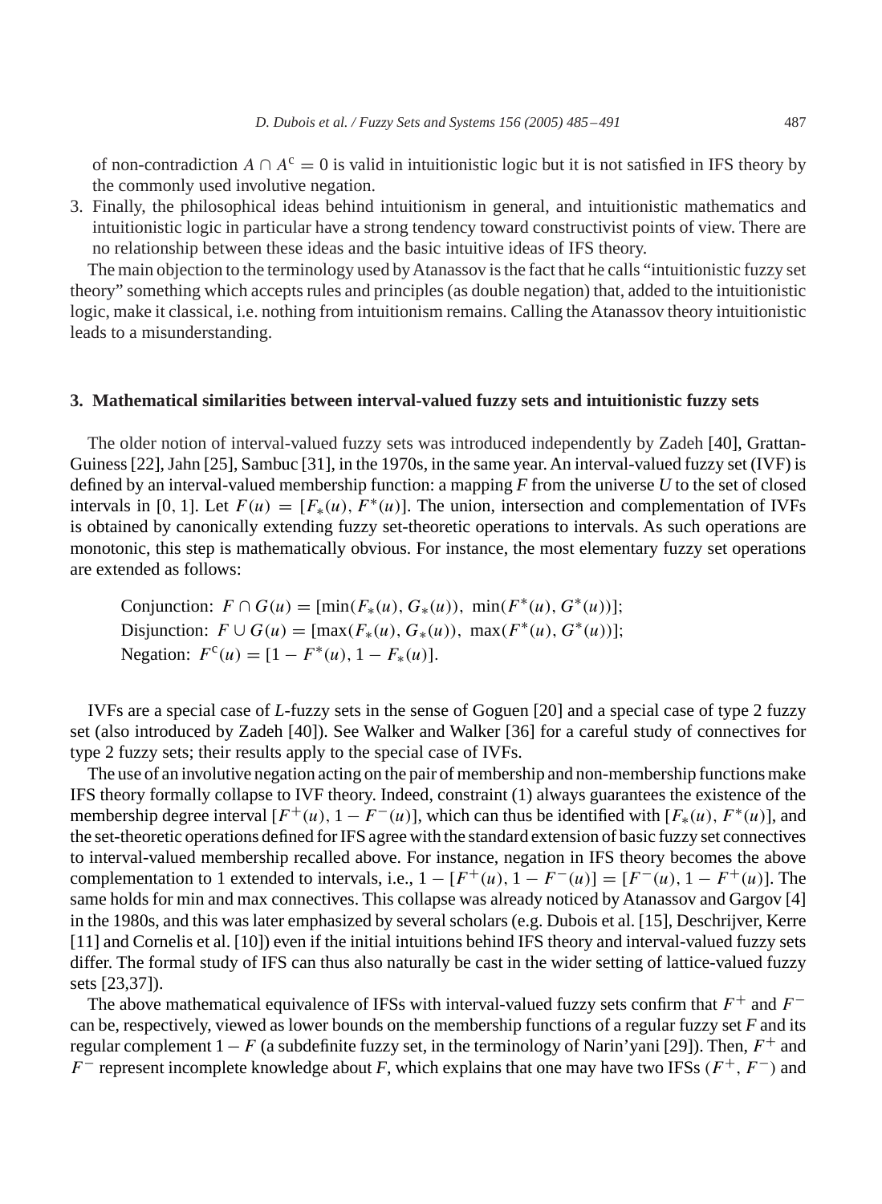of non-contradiction $A \cap A^c = 0$ is valid in intuitionistic logic but it is not satisfied in IFS theory by the commonly used involutive negation.

3. Finally, the philosophical ideas behind intuitionism in general, and intuitionistic mathematics and intuitionistic logic in particular have a strong tendency toward constructivist points of view. There are no relationship between these ideas and the basic intuitive ideas of IFS theory.

The main objection to the terminology used by Atanassov is the fact that he calls "intuitionistic fuzzy set theory" something which accepts rules and principles (as double negation) that, added to the intuitionistic logic, make it classical, i.e. nothing from intuitionism remains. Calling the Atanassov theory intuitionistic leads to a misunderstanding.

## 3. Mathematical similarities between interval-valued fuzzy sets and intuitionistic fuzzy sets

The older notion of interval-valued fuzzy sets was introduced independently by Zadeh [40], Grattan-Guiness [22], Jahn [25], Sambuc [31], in the 1970s, in the same year. An interval-valued fuzzy set (IVF) is defined by an interval-valued membership function: a mapping $F$ from the universe $U$ to the set of closed intervals in $[0, 1]$. Let $F(u) = [F_*(u), F^*(u)]$. The union, intersection and complementation of IVFs is obtained by canonically extending fuzzy set-theoretic operations to intervals. As such operations are monotonic, this step is mathematically obvious. For instance, the most elementary fuzzy set operations are extended as follows:

Conjunction: $F \cap G(u) = [\min(F_*(u), G_*(u)),\ \min(F^*(u), G^*(u))]$;
Disjunction: $F \cup G(u) = [\max(F_*(u), G_*(u)),\ \max(F^*(u), G^*(u))]$;
Negation: $F^c(u) = [1 - F^*(u), 1 - F_*(u)]$.

IVFs are a special case of $L$-fuzzy sets in the sense of Goguen [20] and a special case of type 2 fuzzy set (also introduced by Zadeh [40]). See Walker and Walker [36] for a careful study of connectives for type 2 fuzzy sets; their results apply to the special case of IVFs.

The use of an involutive negation acting on the pair of membership and non-membership functions make IFS theory formally collapse to IVF theory. Indeed, constraint (1) always guarantees the existence of the membership degree interval $[F^+(u), 1 - F^-(u)]$, which can thus be identified with $[F_*(u), F^*(u)]$, and the set-theoretic operations defined for IFS agree with the standard extension of basic fuzzy set connectives to interval-valued membership recalled above. For instance, negation in IFS theory becomes the above complementation to 1 extended to intervals, i.e., $1 - [F^+(u), 1 - F^-(u)] = [F^-(u), 1 - F^+(u)]$. The same holds for min and max connectives. This collapse was already noticed by Atanassov and Gargov [4] in the 1980s, and this was later emphasized by several scholars (e.g. Dubois et al. [15], Deschrijver, Kerre [11] and Cornelis et al. [10]) even if the initial intuitions behind IFS theory and interval-valued fuzzy sets differ. The formal study of IFS can thus also naturally be cast in the wider setting of lattice-valued fuzzy sets [23,37]).

The above mathematical equivalence of IFSs with interval-valued fuzzy sets confirm that $F^+$ and $F^-$ can be, respectively, viewed as lower bounds on the membership functions of a regular fuzzy set $F$ and its regular complement $1 - F$ (a subdefinite fuzzy set, in the terminology of Narin'yani [29]). Then, $F^+$ and $F^-$ represent incomplete knowledge about $F$, which explains that one may have two IFSs $(F^+, F^-)$ and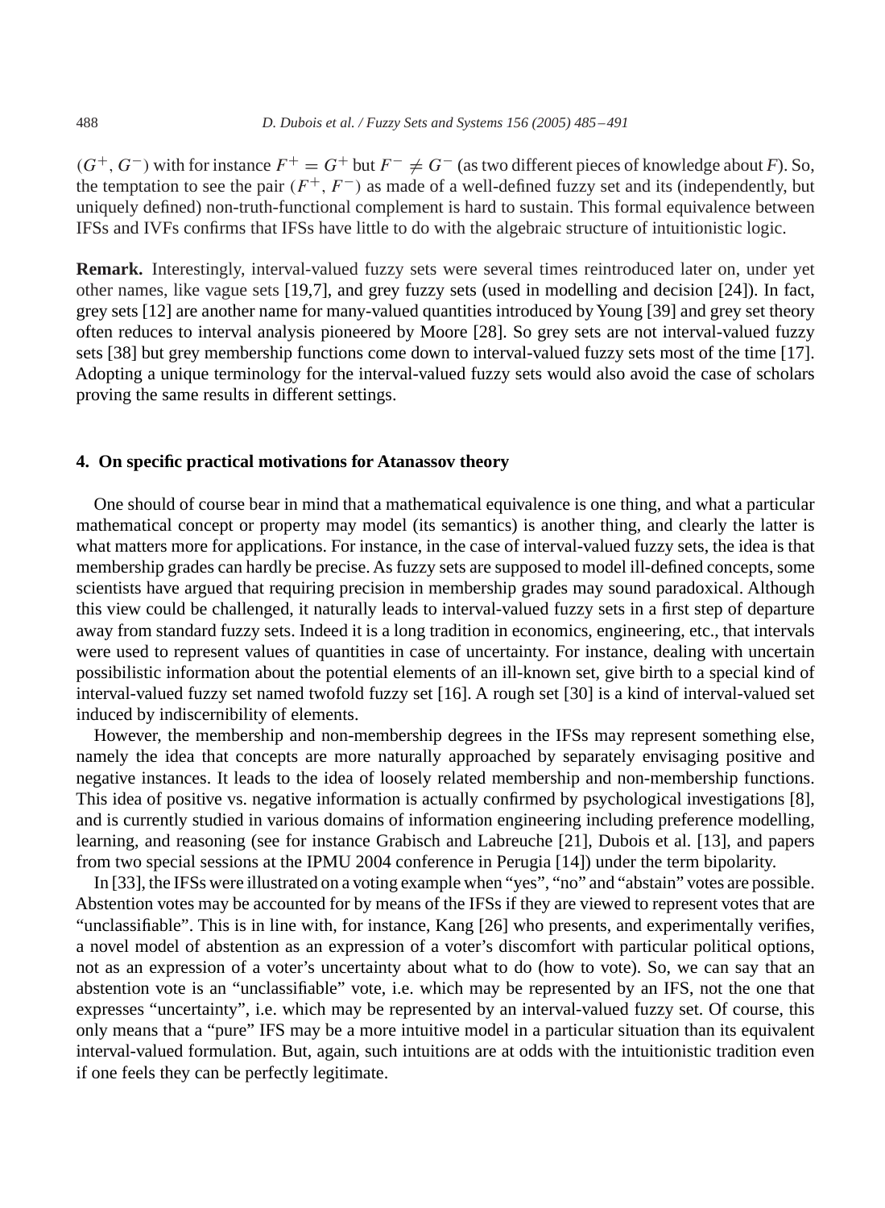$(G^+, G^-)$ with for instance $F^+ = G^+$ but $F^- \neq G^-$ (as two different pieces of knowledge about $F$). So, the temptation to see the pair $(F^+, F^-)$ as made of a well-defined fuzzy set and its (independently, but uniquely defined) non-truth-functional complement is hard to sustain. This formal equivalence between IFSs and IVFs confirms that IFSs have little to do with the algebraic structure of intuitionistic logic.

**Remark.** Interestingly, interval-valued fuzzy sets were several times reintroduced later on, under yet other names, like vague sets [19,7], and grey fuzzy sets (used in modelling and decision [24]). In fact, grey sets [12] are another name for many-valued quantities introduced by Young [39] and grey set theory often reduces to interval analysis pioneered by Moore [28]. So grey sets are not interval-valued fuzzy sets [38] but grey membership functions come down to interval-valued fuzzy sets most of the time [17]. Adopting a unique terminology for the interval-valued fuzzy sets would also avoid the case of scholars proving the same results in different settings.

## 4. On specific practical motivations for Atanassov theory

One should of course bear in mind that a mathematical equivalence is one thing, and what a particular mathematical concept or property may model (its semantics) is another thing, and clearly the latter is what matters more for applications. For instance, in the case of interval-valued fuzzy sets, the idea is that membership grades can hardly be precise. As fuzzy sets are supposed to model ill-defined concepts, some scientists have argued that requiring precision in membership grades may sound paradoxical. Although this view could be challenged, it naturally leads to interval-valued fuzzy sets in a first step of departure away from standard fuzzy sets. Indeed it is a long tradition in economics, engineering, etc., that intervals were used to represent values of quantities in case of uncertainty. For instance, dealing with uncertain possibilistic information about the potential elements of an ill-known set, give birth to a special kind of interval-valued fuzzy set named twofold fuzzy set [16]. A rough set [30] is a kind of interval-valued set induced by indiscernibility of elements.

However, the membership and non-membership degrees in the IFSs may represent something else, namely the idea that concepts are more naturally approached by separately envisaging positive and negative instances. It leads to the idea of loosely related membership and non-membership functions. This idea of positive vs. negative information is actually confirmed by psychological investigations [8], and is currently studied in various domains of information engineering including preference modelling, learning, and reasoning (see for instance Grabisch and Labreuche [21], Dubois et al. [13], and papers from two special sessions at the IPMU 2004 conference in Perugia [14]) under the term bipolarity.

In [33], the IFSs were illustrated on a voting example when "yes", "no" and "abstain" votes are possible. Abstention votes may be accounted for by means of the IFSs if they are viewed to represent votes that are "unclassifiable". This is in line with, for instance, Kang [26] who presents, and experimentally verifies, a novel model of abstention as an expression of a voter's discomfort with particular political options, not as an expression of a voter's uncertainty about what to do (how to vote). So, we can say that an abstention vote is an "unclassifiable" vote, i.e. which may be represented by an IFS, not the one that expresses "uncertainty", i.e. which may be represented by an interval-valued fuzzy set. Of course, this only means that a "pure" IFS may be a more intuitive model in a particular situation than its equivalent interval-valued formulation. But, again, such intuitions are at odds with the intuitionistic tradition even if one feels they can be perfectly legitimate.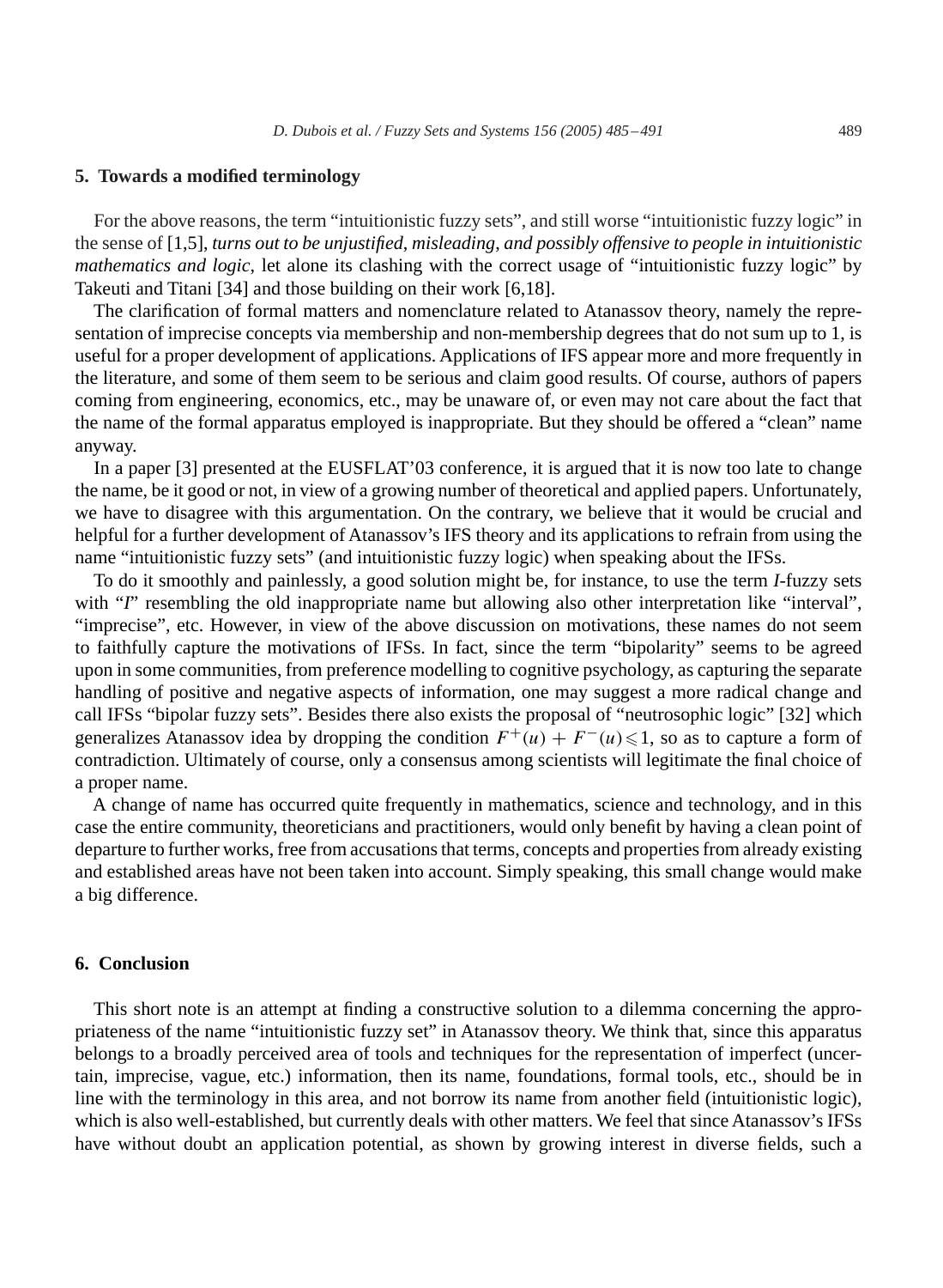## 5. Towards a modified terminology

For the above reasons, the term "intuitionistic fuzzy sets", and still worse "intuitionistic fuzzy logic" in the sense of [1,5], *turns out to be unjustified, misleading, and possibly offensive to people in intuitionistic mathematics and logic*, let alone its clashing with the correct usage of "intuitionistic fuzzy logic" by Takeuti and Titani [34] and those building on their work [6,18].

The clarification of formal matters and nomenclature related to Atanassov theory, namely the representation of imprecise concepts via membership and non-membership degrees that do not sum up to 1, is useful for a proper development of applications. Applications of IFS appear more and more frequently in the literature, and some of them seem to be serious and claim good results. Of course, authors of papers coming from engineering, economics, etc., may be unaware of, or even may not care about the fact that the name of the formal apparatus employed is inappropriate. But they should be offered a "clean" name anyway.

In a paper [3] presented at the EUSFLAT'03 conference, it is argued that it is now too late to change the name, be it good or not, in view of a growing number of theoretical and applied papers. Unfortunately, we have to disagree with this argumentation. On the contrary, we believe that it would be crucial and helpful for a further development of Atanassov's IFS theory and its applications to refrain from using the name "intuitionistic fuzzy sets" (and intuitionistic fuzzy logic) when speaking about the IFSs.

To do it smoothly and painlessly, a good solution might be, for instance, to use the term *I*-fuzzy sets with "*I*" resembling the old inappropriate name but allowing also other interpretation like "interval", "imprecise", etc. However, in view of the above discussion on motivations, these names do not seem to faithfully capture the motivations of IFSs. In fact, since the term "bipolarity" seems to be agreed upon in some communities, from preference modelling to cognitive psychology, as capturing the separate handling of positive and negative aspects of information, one may suggest a more radical change and call IFSs "bipolar fuzzy sets". Besides there also exists the proposal of "neutrosophic logic" [32] which generalizes Atanassov idea by dropping the condition $F^+(u) + F^-(u) \leqslant 1$, so as to capture a form of contradiction. Ultimately of course, only a consensus among scientists will legitimate the final choice of a proper name.

A change of name has occurred quite frequently in mathematics, science and technology, and in this case the entire community, theoreticians and practitioners, would only benefit by having a clean point of departure to further works, free from accusations that terms, concepts and properties from already existing and established areas have not been taken into account. Simply speaking, this small change would make a big difference.

## 6. Conclusion

This short note is an attempt at finding a constructive solution to a dilemma concerning the appropriateness of the name "intuitionistic fuzzy set" in Atanassov theory. We think that, since this apparatus belongs to a broadly perceived area of tools and techniques for the representation of imperfect (uncertain, imprecise, vague, etc.) information, then its name, foundations, formal tools, etc., should be in line with the terminology in this area, and not borrow its name from another field (intuitionistic logic), which is also well-established, but currently deals with other matters. We feel that since Atanassov's IFSs have without doubt an application potential, as shown by growing interest in diverse fields, such a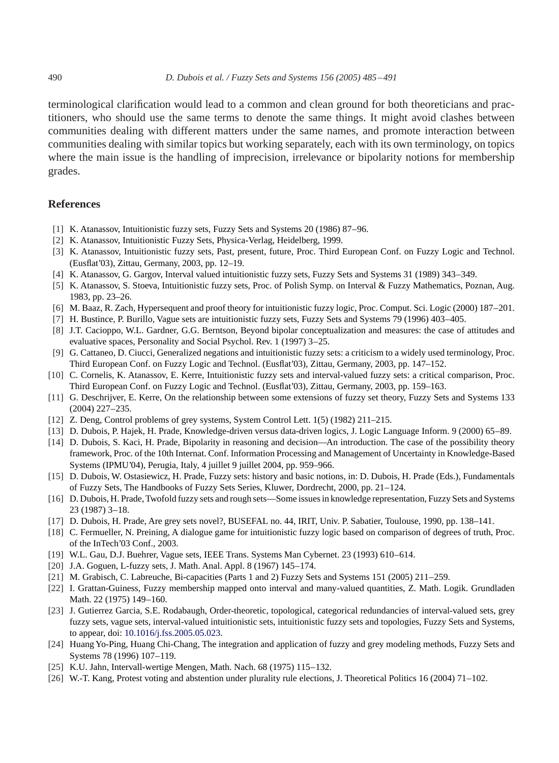terminological clarification would lead to a common and clean ground for both theoreticians and practitioners, who should use the same terms to denote the same things. It might avoid clashes between communities dealing with different matters under the same names, and promote interaction between communities dealing with similar topics but working separately, each with its own terminology, on topics where the main issue is the handling of imprecision, irrelevance or bipolarity notions for membership grades.

## References

[1] K. Atanassov, Intuitionistic fuzzy sets, Fuzzy Sets and Systems 20 (1986) 87–96.

[2] K. Atanassov, Intuitionistic Fuzzy Sets, Physica-Verlag, Heidelberg, 1999.

[3] K. Atanassov, Intuitionistic fuzzy sets, Past, present, future, Proc. Third European Conf. on Fuzzy Logic and Technol. (Eusflat'03), Zittau, Germany, 2003, pp. 12–19.

[4] K. Atanassov, G. Gargov, Interval valued intuitionistic fuzzy sets, Fuzzy Sets and Systems 31 (1989) 343–349.

[5] K. Atanassov, S. Stoeva, Intuitionistic fuzzy sets, Proc. of Polish Symp. on Interval & Fuzzy Mathematics, Poznan, Aug. 1983, pp. 23–26.

[6] M. Baaz, R. Zach, Hypersequent and proof theory for intuitionistic fuzzy logic, Proc. Comput. Sci. Logic (2000) 187–201.

[7] H. Bustince, P. Burillo, Vague sets are intuitionistic fuzzy sets, Fuzzy Sets and Systems 79 (1996) 403–405.

[8] J.T. Cacioppo, W.L. Gardner, G.G. Berntson, Beyond bipolar conceptualization and measures: the case of attitudes and evaluative spaces, Personality and Social Psychol. Rev. 1 (1997) 3–25.

[9] G. Cattaneo, D. Ciucci, Generalized negations and intuitionistic fuzzy sets: a criticism to a widely used terminology, Proc. Third European Conf. on Fuzzy Logic and Technol. (Eusflat'03), Zittau, Germany, 2003, pp. 147–152.

[10] C. Cornelis, K. Atanassov, E. Kerre, Intuitionistic fuzzy sets and interval-valued fuzzy sets: a critical comparison, Proc. Third European Conf. on Fuzzy Logic and Technol. (Eusflat'03), Zittau, Germany, 2003, pp. 159–163.

[11] G. Deschrijver, E. Kerre, On the relationship between some extensions of fuzzy set theory, Fuzzy Sets and Systems 133 (2004) 227–235.

[12] Z. Deng, Control problems of grey systems, System Control Lett. 1(5) (1982) 211–215.

[13] D. Dubois, P. Hajek, H. Prade, Knowledge-driven versus data-driven logics, J. Logic Language Inform. 9 (2000) 65–89.

[14] D. Dubois, S. Kaci, H. Prade, Bipolarity in reasoning and decision—An introduction. The case of the possibility theory framework, Proc. of the 10th Internat. Conf. Information Processing and Management of Uncertainty in Knowledge-Based Systems (IPMU'04), Perugia, Italy, 4 juillet 9 juillet 2004, pp. 959–966.

[15] D. Dubois, W. Ostasiewicz, H. Prade, Fuzzy sets: history and basic notions, in: D. Dubois, H. Prade (Eds.), Fundamentals of Fuzzy Sets, The Handbooks of Fuzzy Sets Series, Kluwer, Dordrecht, 2000, pp. 21–124.

[16] D. Dubois, H. Prade, Twofold fuzzy sets and rough sets—Some issues in knowledge representation, Fuzzy Sets and Systems 23 (1987) 3–18.

[17] D. Dubois, H. Prade, Are grey sets novel?, BUSEFAL no. 44, IRIT, Univ. P. Sabatier, Toulouse, 1990, pp. 138–141.

[18] C. Fermueller, N. Preining, A dialogue game for intuitionistic fuzzy logic based on comparison of degrees of truth, Proc. of the InTech'03 Conf., 2003.

[19] W.L. Gau, D.J. Buehrer, Vague sets, IEEE Trans. Systems Man Cybernet. 23 (1993) 610–614.

[20] J.A. Goguen, L-fuzzy sets, J. Math. Anal. Appl. 8 (1967) 145–174.

[21] M. Grabisch, C. Labreuche, Bi-capacities (Parts 1 and 2) Fuzzy Sets and Systems 151 (2005) 211–259.

[22] I. Grattan-Guiness, Fuzzy membership mapped onto interval and many-valued quantities, Z. Math. Logik. Grundladen Math. 22 (1975) 149–160.

[23] J. Gutierrez Garcia, S.E. Rodabaugh, Order-theoretic, topological, categorical redundancies of interval-valued sets, grey fuzzy sets, vague sets, interval-valued intuitionistic sets, intuitionistic fuzzy sets and topologies, Fuzzy Sets and Systems, to appear, doi: 10.1016/j.fss.2005.05.023.

[24] Huang Yo-Ping, Huang Chi-Chang, The integration and application of fuzzy and grey modeling methods, Fuzzy Sets and Systems 78 (1996) 107–119.

[25] K.U. Jahn, Intervall-wertige Mengen, Math. Nach. 68 (1975) 115–132.

[26] W.-T. Kang, Protest voting and abstention under plurality rule elections, J. Theoretical Politics 16 (2004) 71–102.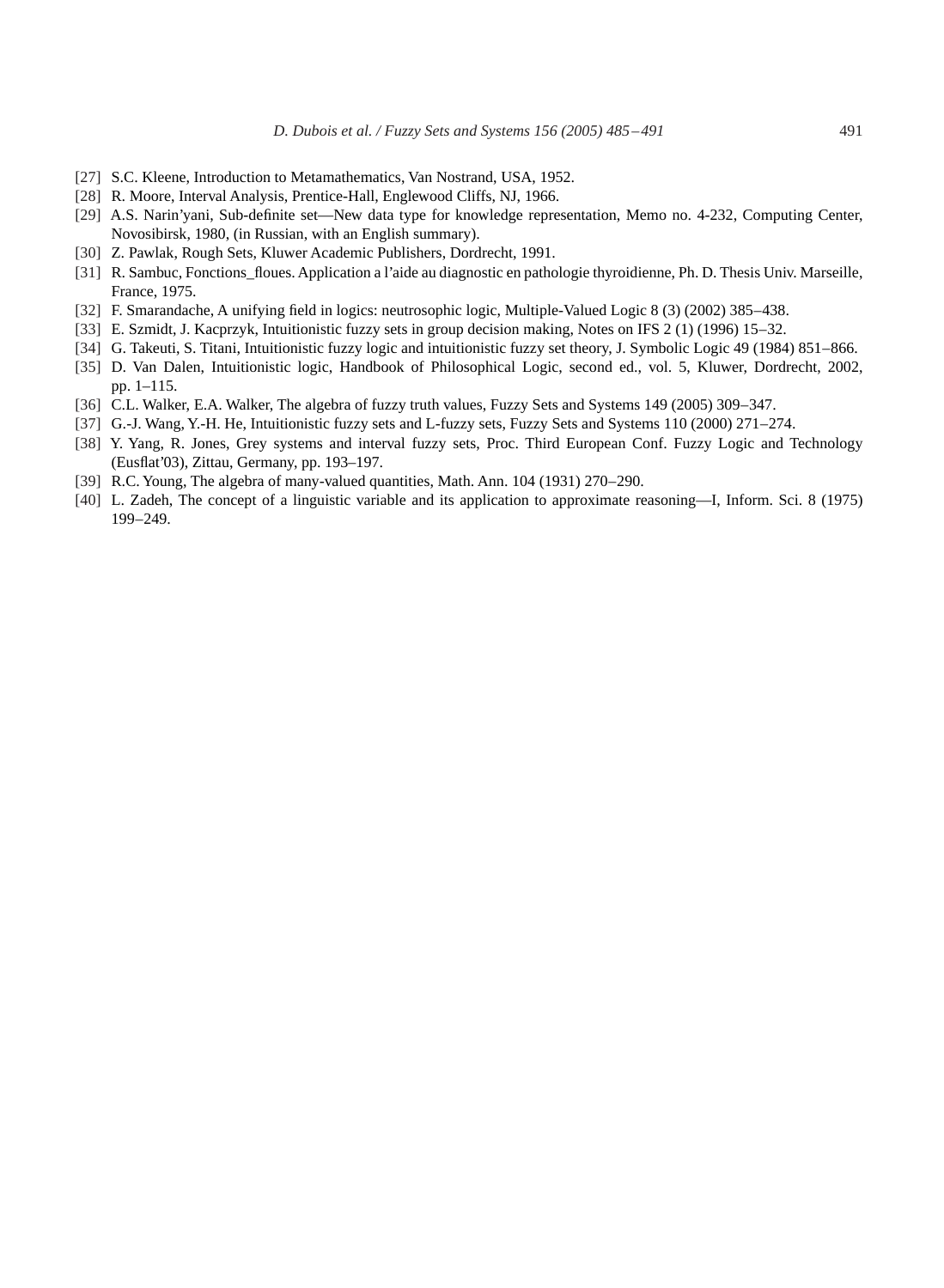[27] S.C. Kleene, Introduction to Metamathematics, Van Nostrand, USA, 1952.

[28] R. Moore, Interval Analysis, Prentice-Hall, Englewood Cliffs, NJ, 1966.

[29] A.S. Narin'yani, Sub-definite set—New data type for knowledge representation, Memo no. 4-232, Computing Center, Novosibirsk, 1980, (in Russian, with an English summary).

[30] Z. Pawlak, Rough Sets, Kluwer Academic Publishers, Dordrecht, 1991.

[31] R. Sambuc, Fonctions_floues. Application a l'aide au diagnostic en pathologie thyroidienne, Ph. D. Thesis Univ. Marseille, France, 1975.

[32] F. Smarandache, A unifying field in logics: neutrosophic logic, Multiple-Valued Logic 8 (3) (2002) 385–438.

[33] E. Szmidt, J. Kacprzyk, Intuitionistic fuzzy sets in group decision making, Notes on IFS 2 (1) (1996) 15–32.

[34] G. Takeuti, S. Titani, Intuitionistic fuzzy logic and intuitionistic fuzzy set theory, J. Symbolic Logic 49 (1984) 851–866.

[35] D. Van Dalen, Intuitionistic logic, Handbook of Philosophical Logic, second ed., vol. 5, Kluwer, Dordrecht, 2002, pp. 1–115.

[36] C.L. Walker, E.A. Walker, The algebra of fuzzy truth values, Fuzzy Sets and Systems 149 (2005) 309–347.

[37] G.-J. Wang, Y.-H. He, Intuitionistic fuzzy sets and L-fuzzy sets, Fuzzy Sets and Systems 110 (2000) 271–274.

[38] Y. Yang, R. Jones, Grey systems and interval fuzzy sets, Proc. Third European Conf. Fuzzy Logic and Technology (Eusflat'03), Zittau, Germany, pp. 193–197.

[39] R.C. Young, The algebra of many-valued quantities, Math. Ann. 104 (1931) 270–290.

[40] L. Zadeh, The concept of a linguistic variable and its application to approximate reasoning—I, Inform. Sci. 8 (1975) 199–249.